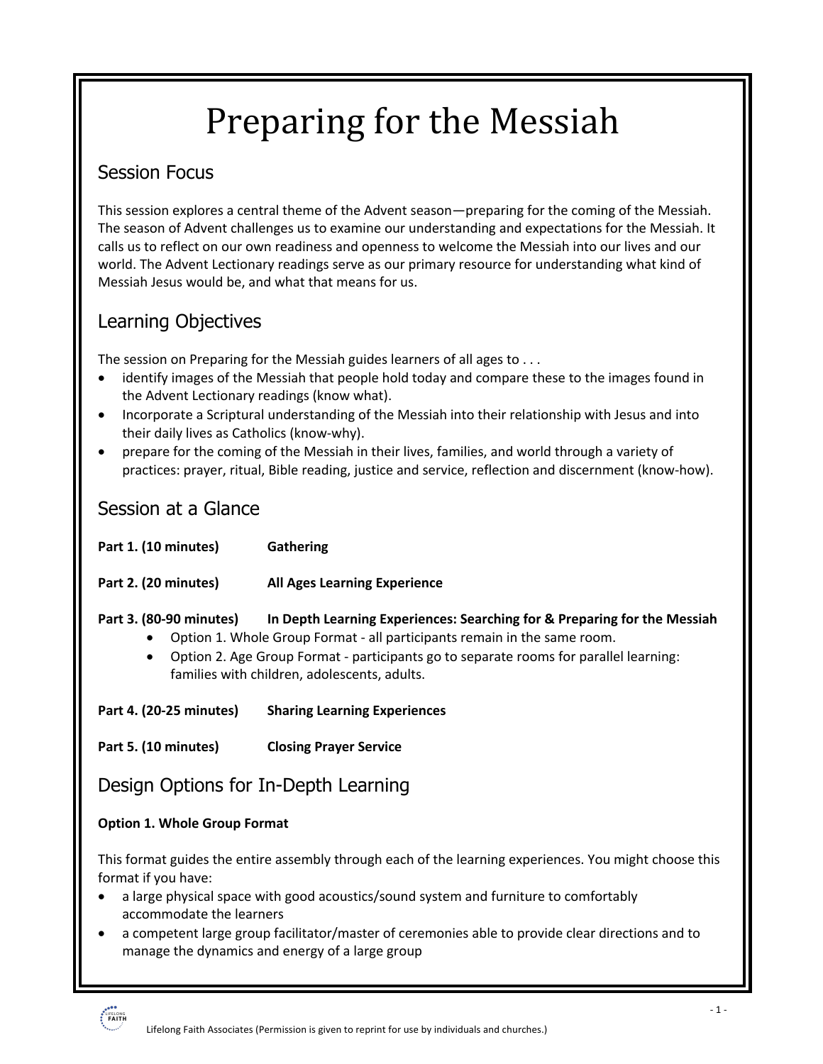# Preparing for the Messiah

## Session Focus

This session explores a central theme of the Advent season—preparing for the coming of the Messiah. The season of Advent challenges us to examine our understanding and expectations for the Messiah. It calls us to reflect on our own readiness and openness to welcome the Messiah into our lives and our world. The Advent Lectionary readings serve as our primary resource for understanding what kind of Messiah Jesus would be, and what that means for us.

## Learning Objectives

The session on Preparing for the Messiah guides learners of all ages to . . .

- identify images of the Messiah that people hold today and compare these to the images found in the Advent Lectionary readings (know what).
- Incorporate a Scriptural understanding of the Messiah into their relationship with Jesus and into their daily lives as Catholics (know-why).
- prepare for the coming of the Messiah in their lives, families, and world through a variety of practices: prayer, ritual, Bible reading, justice and service, reflection and discernment (know-how).

## Session at a Glance

**Part 1. (10 minutes)** **Gathering**

**Part 2. (20 minutes)** **All Ages Learning Experience**

**Part 3. (80-90 minutes)** **In Depth Learning Experiences: Searching for & Preparing for the Messiah**

- Option 1. Whole Group Format - all participants remain in the same room.
- Option 2. Age Group Format - participants go to separate rooms for parallel learning: families with children, adolescents, adults.

**Part 4. (20-25 minutes)** **Sharing Learning Experiences**

**Part 5. (10 minutes)** **Closing Prayer Service**

## Design Options for In-Depth Learning

**Option 1. Whole Group Format**

This format guides the entire assembly through each of the learning experiences. You might choose this format if you have:

- a large physical space with good acoustics/sound system and furniture to comfortably accommodate the learners
- a competent large group facilitator/master of ceremonies able to provide clear directions and to manage the dynamics and energy of a large group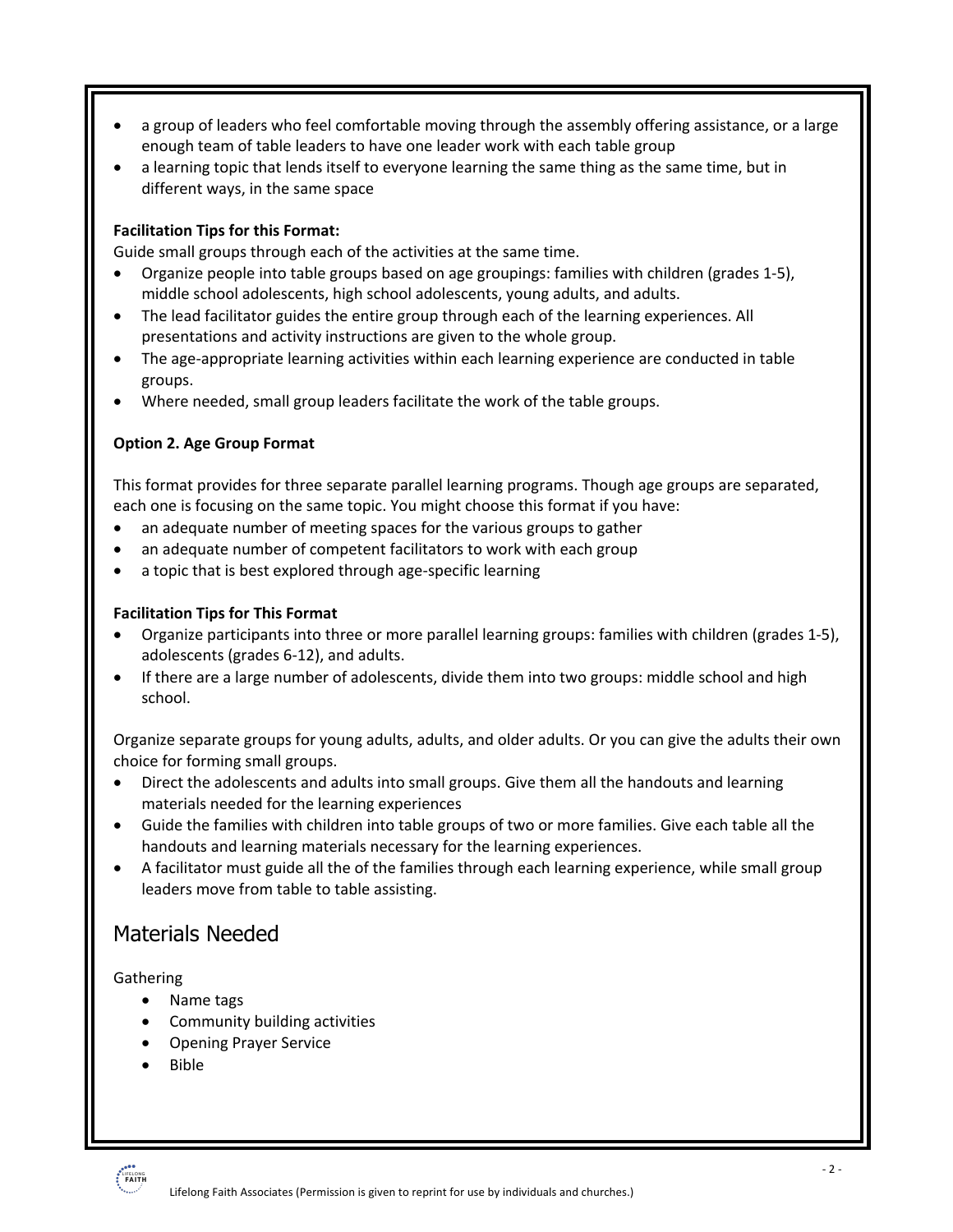- a group of leaders who feel comfortable moving through the assembly offering assistance, or a large enough team of table leaders to have one leader work with each table group
- a learning topic that lends itself to everyone learning the same thing as the same time, but in different ways, in the same space

**Facilitation Tips for this Format:**

Guide small groups through each of the activities at the same time.

- Organize people into table groups based on age groupings: families with children (grades 1-5), middle school adolescents, high school adolescents, young adults, and adults.
- The lead facilitator guides the entire group through each of the learning experiences. All presentations and activity instructions are given to the whole group.
- The age-appropriate learning activities within each learning experience are conducted in table groups.
- Where needed, small group leaders facilitate the work of the table groups.

**Option 2. Age Group Format**

This format provides for three separate parallel learning programs. Though age groups are separated, each one is focusing on the same topic. You might choose this format if you have:

- an adequate number of meeting spaces for the various groups to gather
- an adequate number of competent facilitators to work with each group
- a topic that is best explored through age-specific learning

**Facilitation Tips for This Format**

- Organize participants into three or more parallel learning groups: families with children (grades 1-5), adolescents (grades 6-12), and adults.
- If there are a large number of adolescents, divide them into two groups: middle school and high school.

Organize separate groups for young adults, adults, and older adults. Or you can give the adults their own choice for forming small groups.

- Direct the adolescents and adults into small groups. Give them all the handouts and learning materials needed for the learning experiences
- Guide the families with children into table groups of two or more families. Give each table all the handouts and learning materials necessary for the learning experiences.
- A facilitator must guide all the of the families through each learning experience, while small group leaders move from table to table assisting.

## Materials Needed

Gathering

- Name tags
- Community building activities
- Opening Prayer Service
- Bible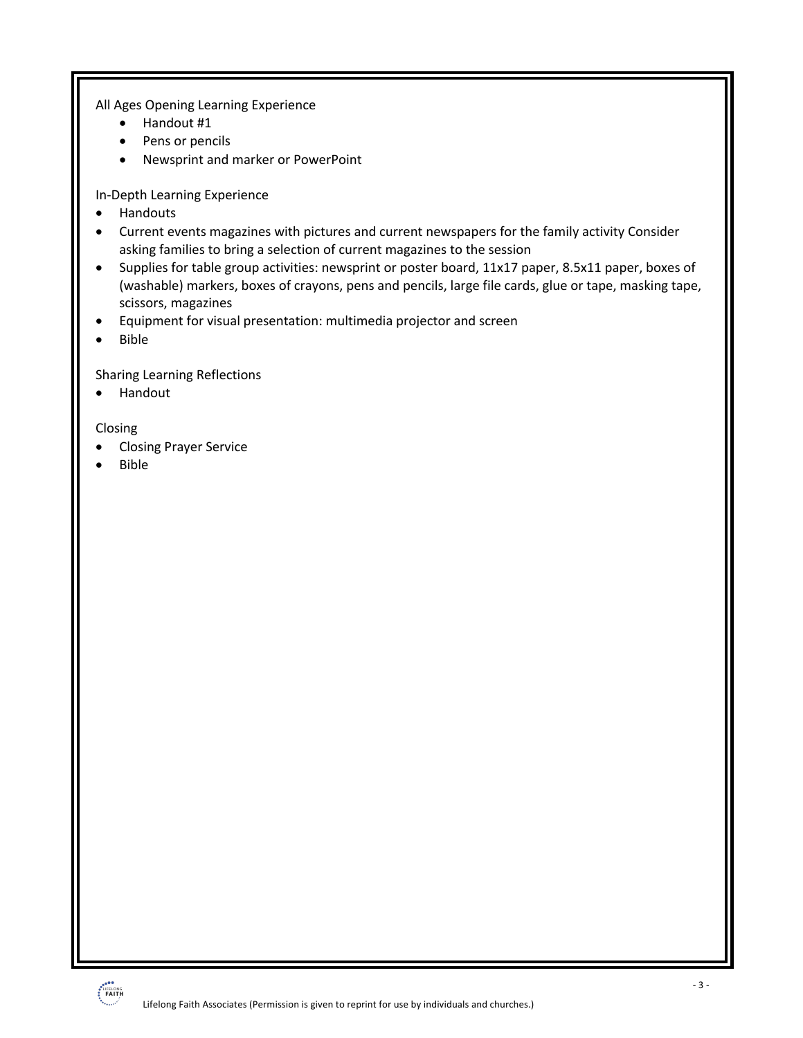All Ages Opening Learning Experience

- Handout #1
- Pens or pencils
- Newsprint and marker or PowerPoint

In-Depth Learning Experience

- Handouts
- Current events magazines with pictures and current newspapers for the family activity Consider asking families to bring a selection of current magazines to the session
- Supplies for table group activities: newsprint or poster board, 11x17 paper, 8.5x11 paper, boxes of (washable) markers, boxes of crayons, pens and pencils, large file cards, glue or tape, masking tape, scissors, magazines
- Equipment for visual presentation: multimedia projector and screen
- Bible

Sharing Learning Reflections

- Handout

Closing

- Closing Prayer Service
- Bible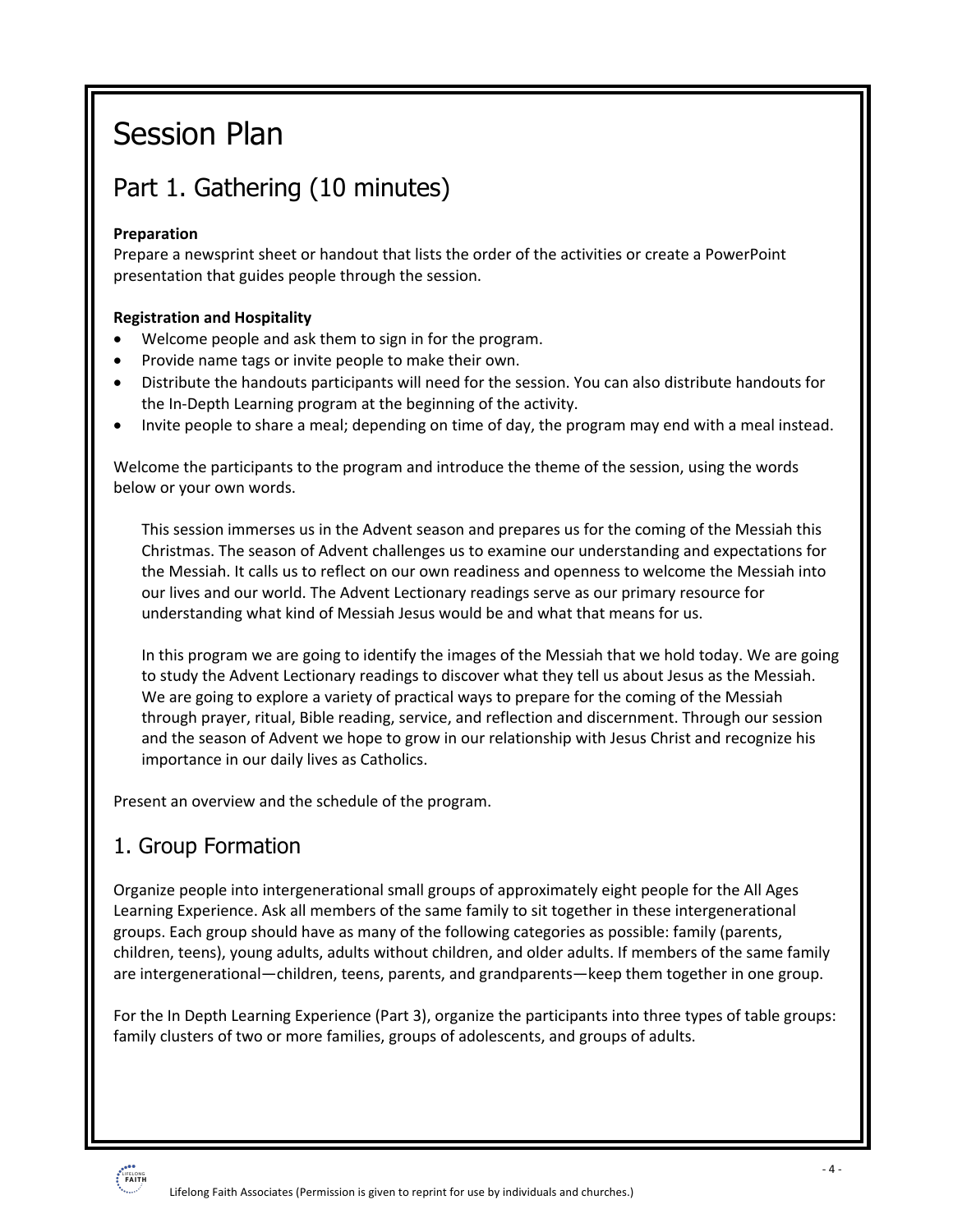# Session Plan

## Part 1. Gathering (10 minutes)

**Preparation**
Prepare a newsprint sheet or handout that lists the order of the activities or create a PowerPoint presentation that guides people through the session.

**Registration and Hospitality**

- Welcome people and ask them to sign in for the program.
- Provide name tags or invite people to make their own.
- Distribute the handouts participants will need for the session. You can also distribute handouts for the In-Depth Learning program at the beginning of the activity.
- Invite people to share a meal; depending on time of day, the program may end with a meal instead.

Welcome the participants to the program and introduce the theme of the session, using the words below or your own words.

> This session immerses us in the Advent season and prepares us for the coming of the Messiah this Christmas. The season of Advent challenges us to examine our understanding and expectations for the Messiah. It calls us to reflect on our own readiness and openness to welcome the Messiah into our lives and our world. The Advent Lectionary readings serve as our primary resource for understanding what kind of Messiah Jesus would be and what that means for us.
>
> In this program we are going to identify the images of the Messiah that we hold today. We are going to study the Advent Lectionary readings to discover what they tell us about Jesus as the Messiah. We are going to explore a variety of practical ways to prepare for the coming of the Messiah through prayer, ritual, Bible reading, service, and reflection and discernment. Through our session and the season of Advent we hope to grow in our relationship with Jesus Christ and recognize his importance in our daily lives as Catholics.

Present an overview and the schedule of the program.

## 1. Group Formation

Organize people into intergenerational small groups of approximately eight people for the All Ages Learning Experience. Ask all members of the same family to sit together in these intergenerational groups. Each group should have as many of the following categories as possible: family (parents, children, teens), young adults, adults without children, and older adults. If members of the same family are intergenerational—children, teens, parents, and grandparents—keep them together in one group.

For the In Depth Learning Experience (Part 3), organize the participants into three types of table groups: family clusters of two or more families, groups of adolescents, and groups of adults.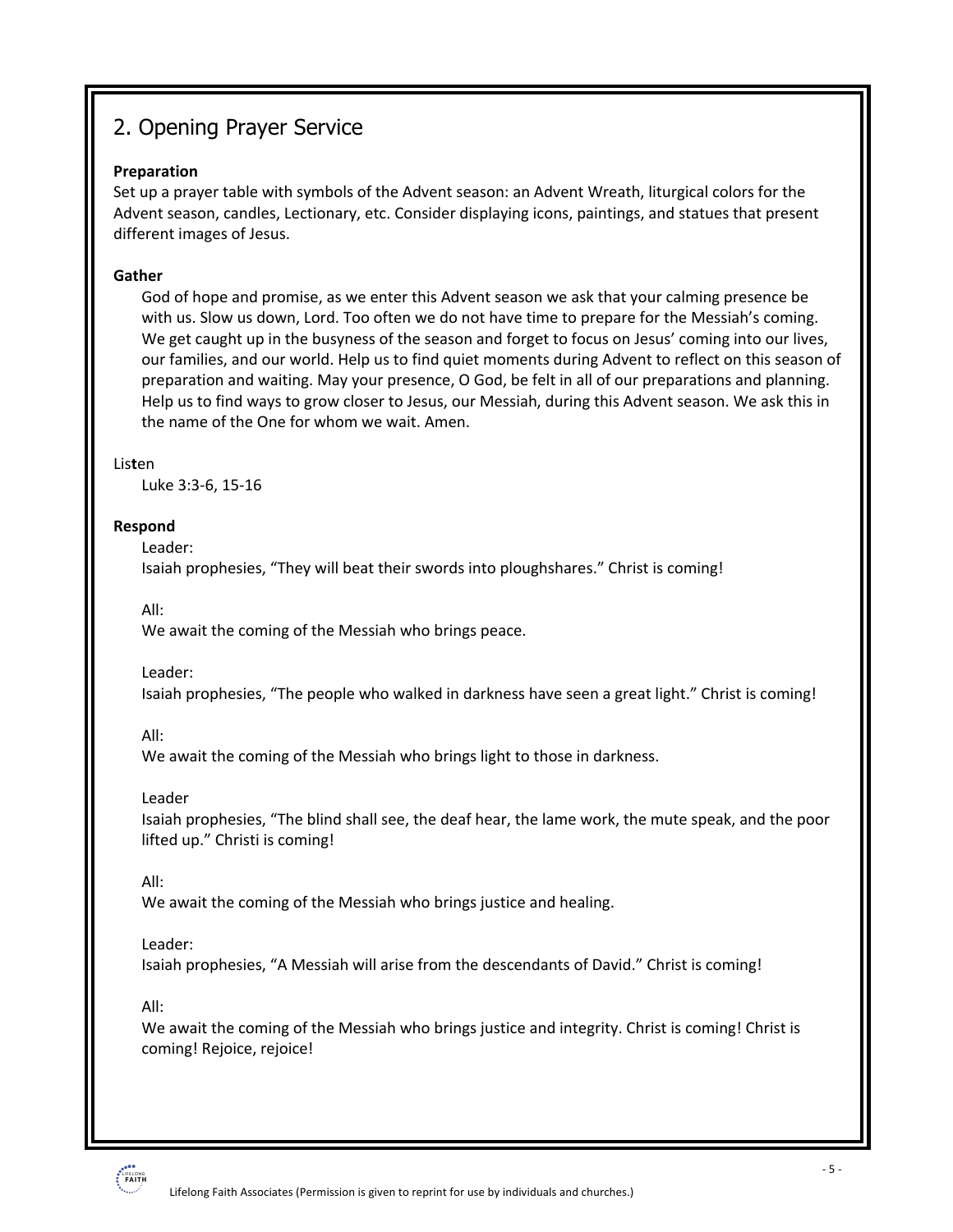## 2. Opening Prayer Service

**Preparation**

Set up a prayer table with symbols of the Advent season: an Advent Wreath, liturgical colors for the Advent season, candles, Lectionary, etc. Consider displaying icons, paintings, and statues that present different images of Jesus.

**Gather**

God of hope and promise, as we enter this Advent season we ask that your calming presence be with us. Slow us down, Lord. Too often we do not have time to prepare for the Messiah's coming. We get caught up in the busyness of the season and forget to focus on Jesus' coming into our lives, our families, and our world. Help us to find quiet moments during Advent to reflect on this season of preparation and waiting. May your presence, O God, be felt in all of our preparations and planning. Help us to find ways to grow closer to Jesus, our Messiah, during this Advent season. We ask this in the name of the One for whom we wait. Amen.

Listen

Luke 3:3-6, 15-16

**Respond**

Leader:
Isaiah prophesies, "They will beat their swords into ploughshares." Christ is coming!

All:
We await the coming of the Messiah who brings peace.

Leader:
Isaiah prophesies, "The people who walked in darkness have seen a great light." Christ is coming!

All:
We await the coming of the Messiah who brings light to those in darkness.

Leader
Isaiah prophesies, "The blind shall see, the deaf hear, the lame work, the mute speak, and the poor lifted up." Christi is coming!

All:
We await the coming of the Messiah who brings justice and healing.

Leader:
Isaiah prophesies, "A Messiah will arise from the descendants of David." Christ is coming!

All:
We await the coming of the Messiah who brings justice and integrity. Christ is coming! Christ is coming! Rejoice, rejoice!

Lifelong Faith Associates (Permission is given to reprint for use by individuals and churches.)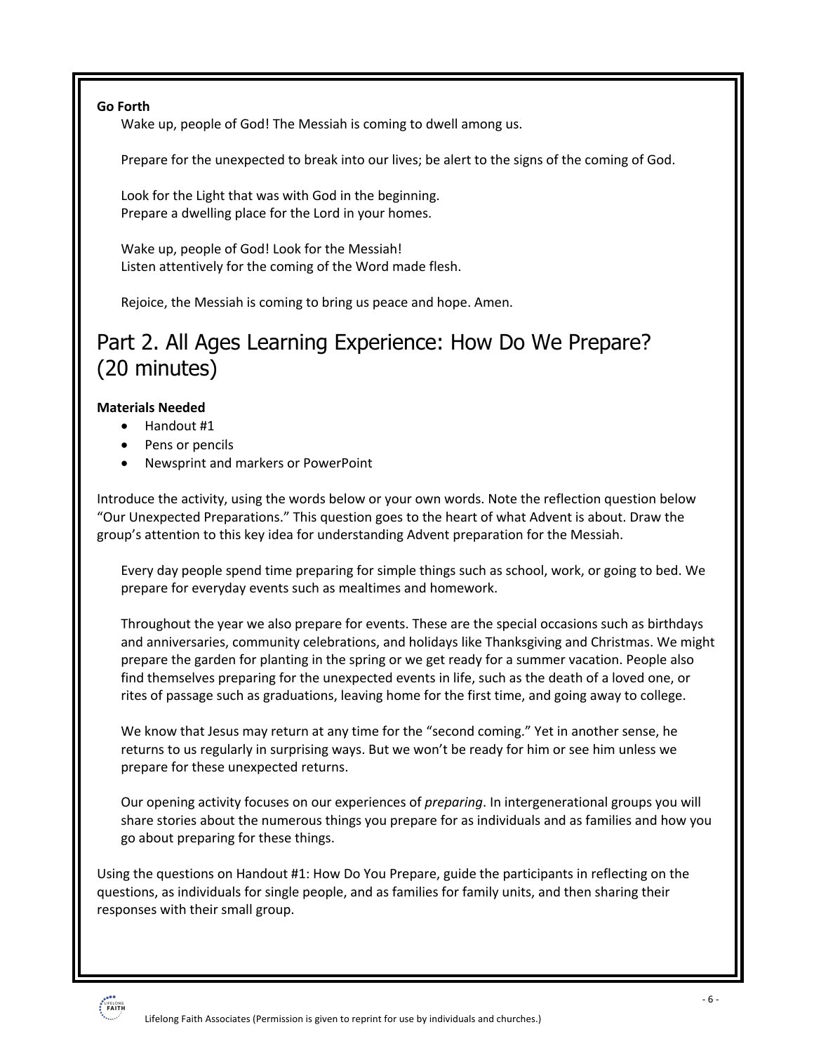**Go Forth**

Wake up, people of God! The Messiah is coming to dwell among us.

Prepare for the unexpected to break into our lives; be alert to the signs of the coming of God.

Look for the Light that was with God in the beginning.
Prepare a dwelling place for the Lord in your homes.

Wake up, people of God! Look for the Messiah!
Listen attentively for the coming of the Word made flesh.

Rejoice, the Messiah is coming to bring us peace and hope. Amen.

## Part 2. All Ages Learning Experience: How Do We Prepare? (20 minutes)

**Materials Needed**

- Handout #1
- Pens or pencils
- Newsprint and markers or PowerPoint

Introduce the activity, using the words below or your own words. Note the reflection question below "Our Unexpected Preparations." This question goes to the heart of what Advent is about. Draw the group's attention to this key idea for understanding Advent preparation for the Messiah.

Every day people spend time preparing for simple things such as school, work, or going to bed. We prepare for everyday events such as mealtimes and homework.

Throughout the year we also prepare for events. These are the special occasions such as birthdays and anniversaries, community celebrations, and holidays like Thanksgiving and Christmas. We might prepare the garden for planting in the spring or we get ready for a summer vacation. People also find themselves preparing for the unexpected events in life, such as the death of a loved one, or rites of passage such as graduations, leaving home for the first time, and going away to college.

We know that Jesus may return at any time for the "second coming." Yet in another sense, he returns to us regularly in surprising ways. But we won't be ready for him or see him unless we prepare for these unexpected returns.

Our opening activity focuses on our experiences of *preparing*. In intergenerational groups you will share stories about the numerous things you prepare for as individuals and as families and how you go about preparing for these things.

Using the questions on Handout #1: How Do You Prepare, guide the participants in reflecting on the questions, as individuals for single people, and as families for family units, and then sharing their responses with their small group.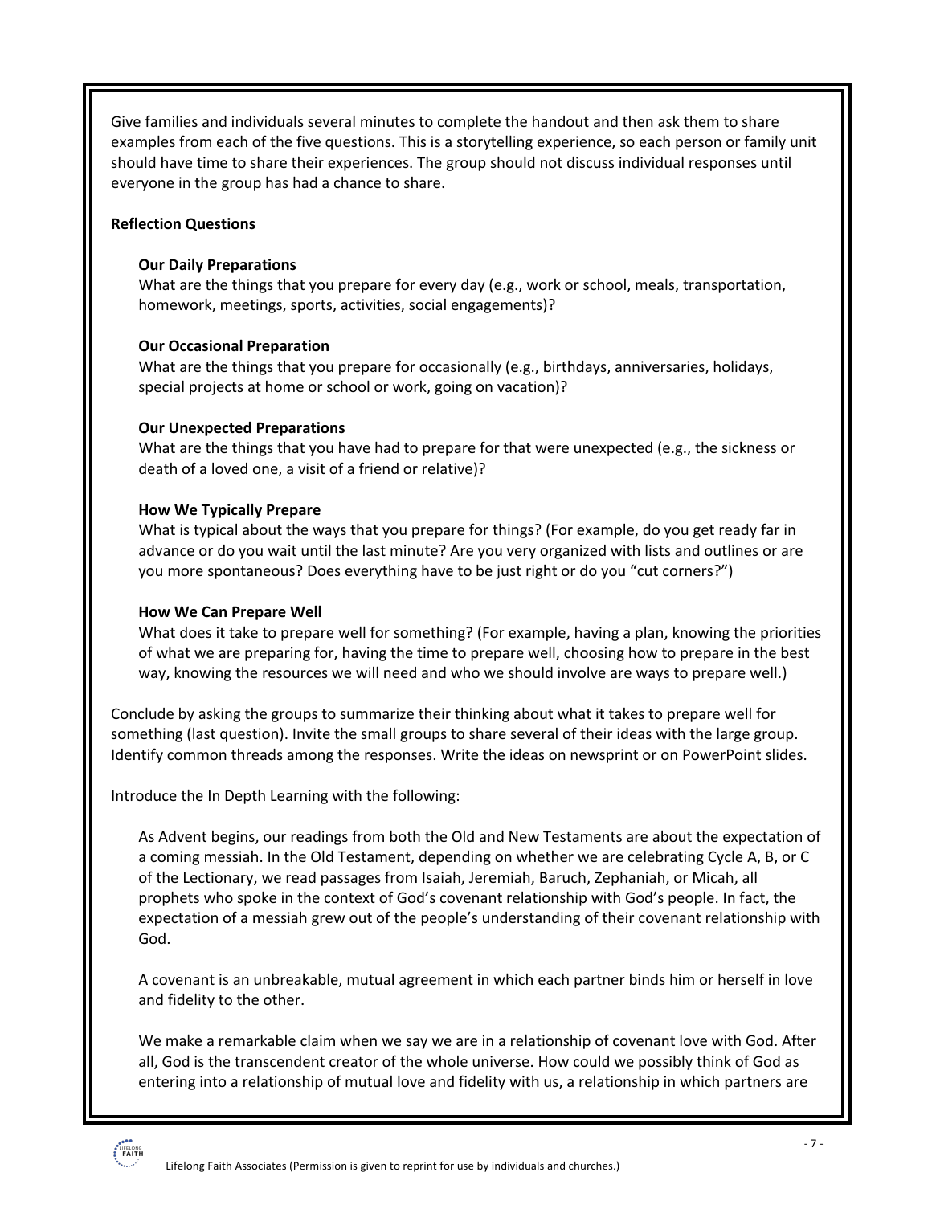Give families and individuals several minutes to complete the handout and then ask them to share examples from each of the five questions. This is a storytelling experience, so each person or family unit should have time to share their experiences. The group should not discuss individual responses until everyone in the group has had a chance to share.

**Reflection Questions**

> **Our Daily Preparations**
> What are the things that you prepare for every day (e.g., work or school, meals, transportation, homework, meetings, sports, activities, social engagements)?
>
> **Our Occasional Preparation**
> What are the things that you prepare for occasionally (e.g., birthdays, anniversaries, holidays, special projects at home or school or work, going on vacation)?
>
> **Our Unexpected Preparations**
> What are the things that you have had to prepare for that were unexpected (e.g., the sickness or death of a loved one, a visit of a friend or relative)?
>
> **How We Typically Prepare**
> What is typical about the ways that you prepare for things? (For example, do you get ready far in advance or do you wait until the last minute? Are you very organized with lists and outlines or are you more spontaneous? Does everything have to be just right or do you "cut corners?")
>
> **How We Can Prepare Well**
> What does it take to prepare well for something? (For example, having a plan, knowing the priorities of what we are preparing for, having the time to prepare well, choosing how to prepare in the best way, knowing the resources we will need and who we should involve are ways to prepare well.)

Conclude by asking the groups to summarize their thinking about what it takes to prepare well for something (last question). Invite the small groups to share several of their ideas with the large group. Identify common threads among the responses. Write the ideas on newsprint or on PowerPoint slides.

Introduce the In Depth Learning with the following:

> As Advent begins, our readings from both the Old and New Testaments are about the expectation of a coming messiah. In the Old Testament, depending on whether we are celebrating Cycle A, B, or C of the Lectionary, we read passages from Isaiah, Jeremiah, Baruch, Zephaniah, or Micah, all prophets who spoke in the context of God's covenant relationship with God's people. In fact, the expectation of a messiah grew out of the people's understanding of their covenant relationship with God.
>
> A covenant is an unbreakable, mutual agreement in which each partner binds him or herself in love and fidelity to the other.
>
> We make a remarkable claim when we say we are in a relationship of covenant love with God. After all, God is the transcendent creator of the whole universe. How could we possibly think of God as entering into a relationship of mutual love and fidelity with us, a relationship in which partners are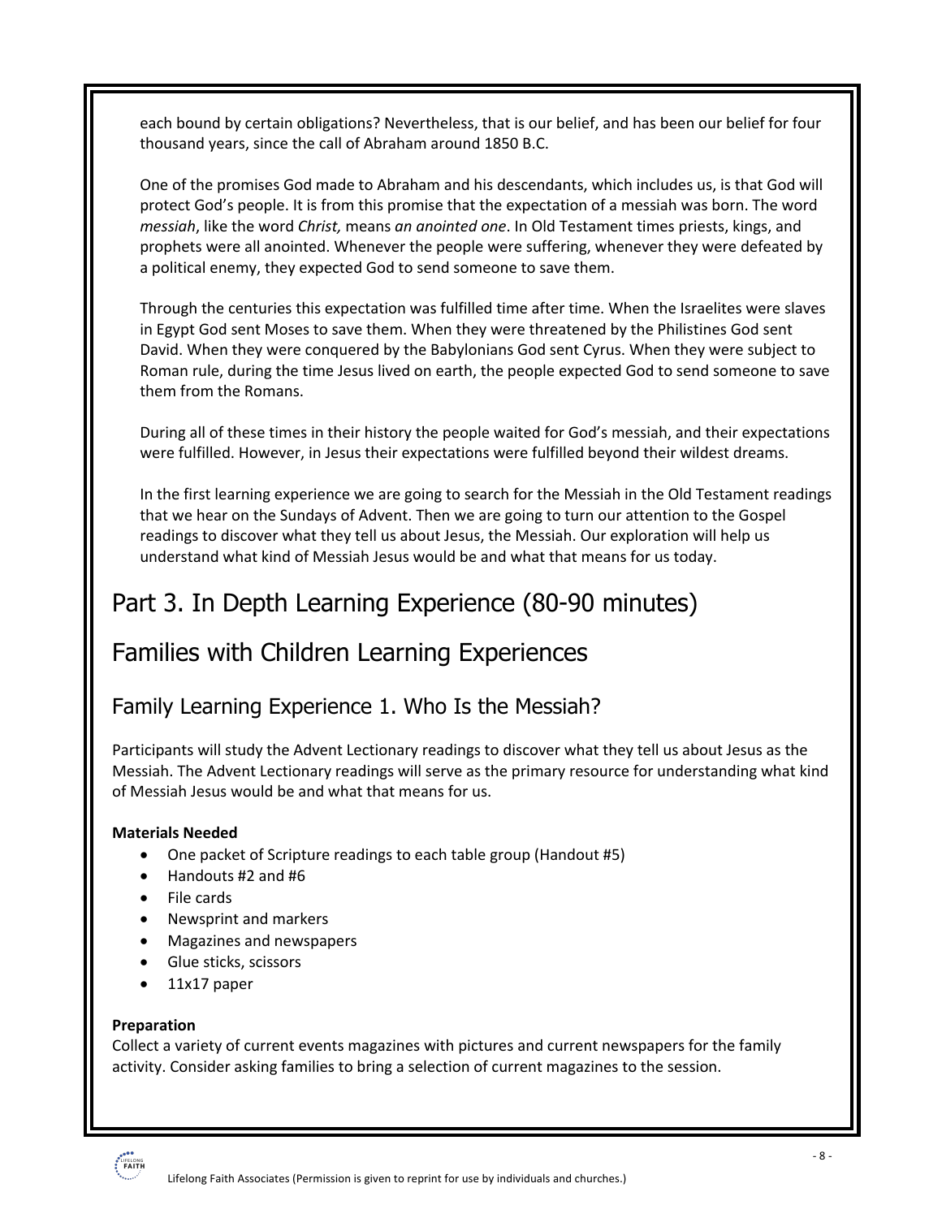each bound by certain obligations? Nevertheless, that is our belief, and has been our belief for four thousand years, since the call of Abraham around 1850 B.C.

One of the promises God made to Abraham and his descendants, which includes us, is that God will protect God's people. It is from this promise that the expectation of a messiah was born. The word *messiah*, like the word *Christ,* means *an anointed one*. In Old Testament times priests, kings, and prophets were all anointed. Whenever the people were suffering, whenever they were defeated by a political enemy, they expected God to send someone to save them.

Through the centuries this expectation was fulfilled time after time. When the Israelites were slaves in Egypt God sent Moses to save them. When they were threatened by the Philistines God sent David. When they were conquered by the Babylonians God sent Cyrus. When they were subject to Roman rule, during the time Jesus lived on earth, the people expected God to send someone to save them from the Romans.

During all of these times in their history the people waited for God's messiah, and their expectations were fulfilled. However, in Jesus their expectations were fulfilled beyond their wildest dreams.

In the first learning experience we are going to search for the Messiah in the Old Testament readings that we hear on the Sundays of Advent. Then we are going to turn our attention to the Gospel readings to discover what they tell us about Jesus, the Messiah. Our exploration will help us understand what kind of Messiah Jesus would be and what that means for us today.

# Part 3. In Depth Learning Experience (80-90 minutes)

# Families with Children Learning Experiences

## Family Learning Experience 1. Who Is the Messiah?

Participants will study the Advent Lectionary readings to discover what they tell us about Jesus as the Messiah. The Advent Lectionary readings will serve as the primary resource for understanding what kind of Messiah Jesus would be and what that means for us.

**Materials Needed**

- One packet of Scripture readings to each table group (Handout #5)
- Handouts #2 and #6
- File cards
- Newsprint and markers
- Magazines and newspapers
- Glue sticks, scissors
- 11x17 paper

**Preparation**

Collect a variety of current events magazines with pictures and current newspapers for the family activity. Consider asking families to bring a selection of current magazines to the session.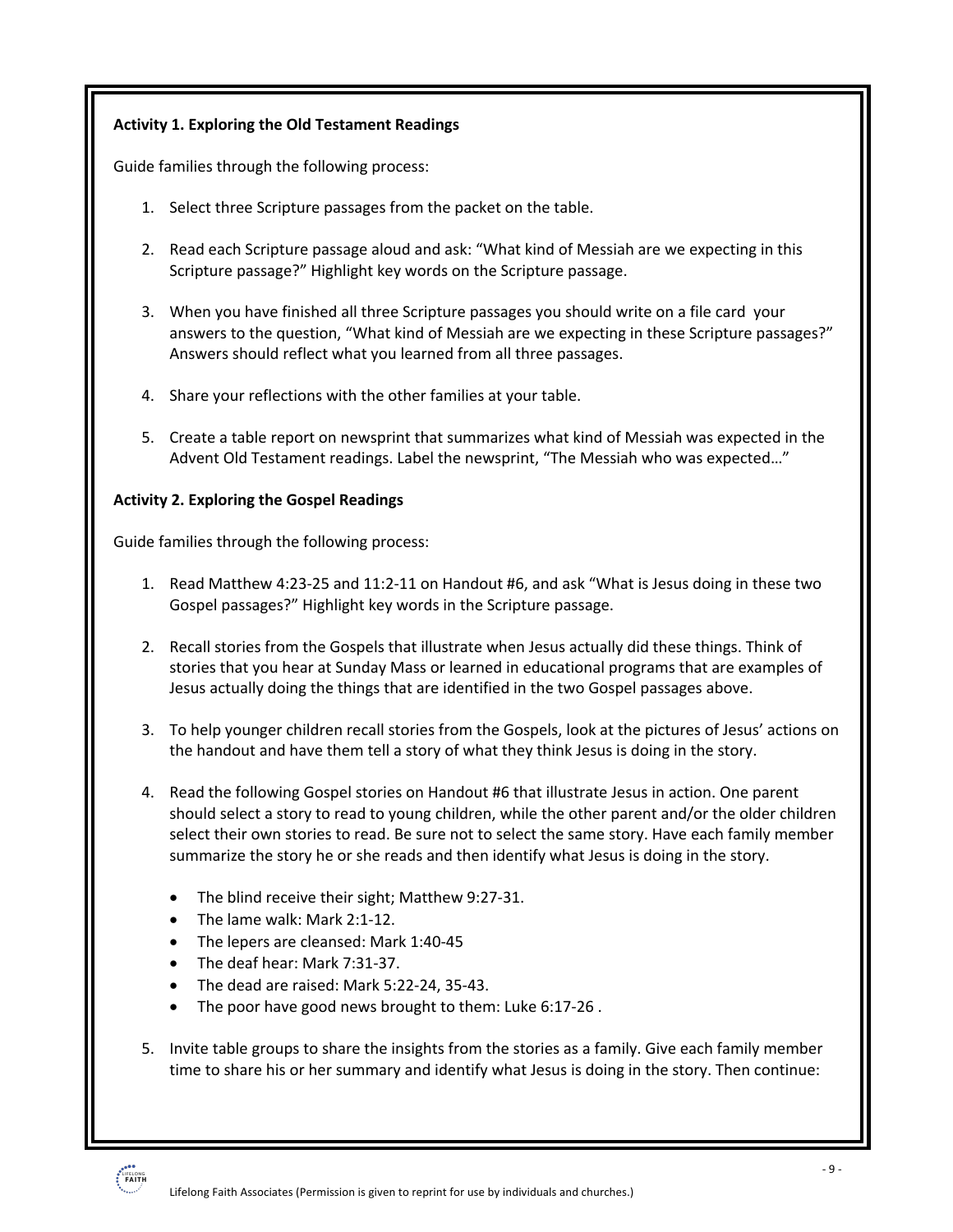**Activity 1. Exploring the Old Testament Readings**

Guide families through the following process:

1. Select three Scripture passages from the packet on the table.

2. Read each Scripture passage aloud and ask: "What kind of Messiah are we expecting in this Scripture passage?" Highlight key words on the Scripture passage.

3. When you have finished all three Scripture passages you should write on a file card your answers to the question, "What kind of Messiah are we expecting in these Scripture passages?" Answers should reflect what you learned from all three passages.

4. Share your reflections with the other families at your table.

5. Create a table report on newsprint that summarizes what kind of Messiah was expected in the Advent Old Testament readings. Label the newsprint, "The Messiah who was expected…"

**Activity 2. Exploring the Gospel Readings**

Guide families through the following process:

1. Read Matthew 4:23-25 and 11:2-11 on Handout #6, and ask "What is Jesus doing in these two Gospel passages?" Highlight key words in the Scripture passage.

2. Recall stories from the Gospels that illustrate when Jesus actually did these things. Think of stories that you hear at Sunday Mass or learned in educational programs that are examples of Jesus actually doing the things that are identified in the two Gospel passages above.

3. To help younger children recall stories from the Gospels, look at the pictures of Jesus' actions on the handout and have them tell a story of what they think Jesus is doing in the story.

4. Read the following Gospel stories on Handout #6 that illustrate Jesus in action. One parent should select a story to read to young children, while the other parent and/or the older children select their own stories to read. Be sure not to select the same story. Have each family member summarize the story he or she reads and then identify what Jesus is doing in the story.

   - The blind receive their sight; Matthew 9:27-31.
   - The lame walk: Mark 2:1-12.
   - The lepers are cleansed: Mark 1:40-45
   - The deaf hear: Mark 7:31-37.
   - The dead are raised: Mark 5:22-24, 35-43.
   - The poor have good news brought to them: Luke 6:17-26 .

5. Invite table groups to share the insights from the stories as a family. Give each family member time to share his or her summary and identify what Jesus is doing in the story. Then continue: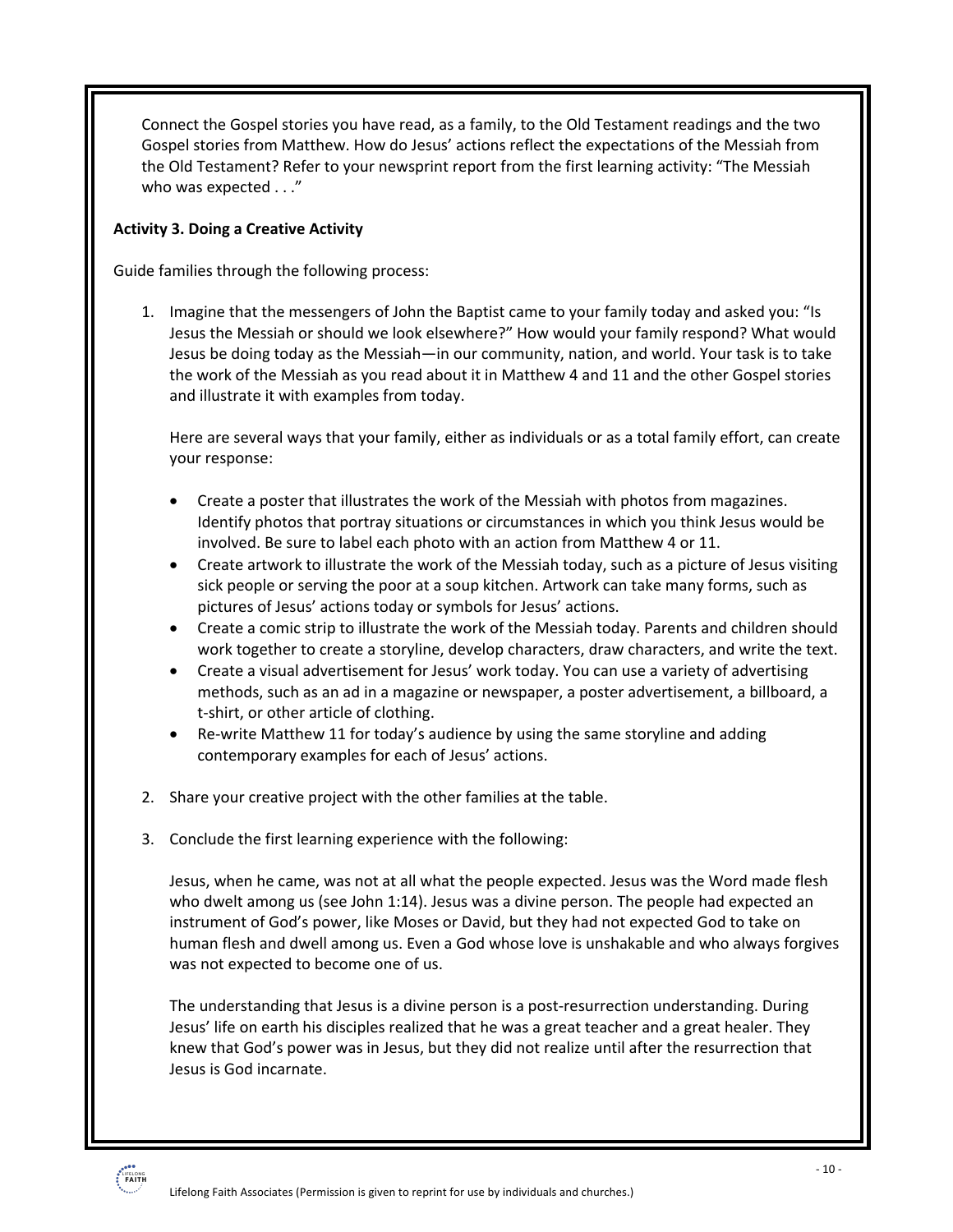Connect the Gospel stories you have read, as a family, to the Old Testament readings and the two Gospel stories from Matthew. How do Jesus' actions reflect the expectations of the Messiah from the Old Testament? Refer to your newsprint report from the first learning activity: "The Messiah who was expected . . ."

**Activity 3. Doing a Creative Activity**

Guide families through the following process:

1. Imagine that the messengers of John the Baptist came to your family today and asked you: "Is Jesus the Messiah or should we look elsewhere?" How would your family respond? What would Jesus be doing today as the Messiah—in our community, nation, and world. Your task is to take the work of the Messiah as you read about it in Matthew 4 and 11 and the other Gospel stories and illustrate it with examples from today.

   Here are several ways that your family, either as individuals or as a total family effort, can create your response:

   - Create a poster that illustrates the work of the Messiah with photos from magazines. Identify photos that portray situations or circumstances in which you think Jesus would be involved. Be sure to label each photo with an action from Matthew 4 or 11.
   - Create artwork to illustrate the work of the Messiah today, such as a picture of Jesus visiting sick people or serving the poor at a soup kitchen. Artwork can take many forms, such as pictures of Jesus' actions today or symbols for Jesus' actions.
   - Create a comic strip to illustrate the work of the Messiah today. Parents and children should work together to create a storyline, develop characters, draw characters, and write the text.
   - Create a visual advertisement for Jesus' work today. You can use a variety of advertising methods, such as an ad in a magazine or newspaper, a poster advertisement, a billboard, a t-shirt, or other article of clothing.
   - Re-write Matthew 11 for today's audience by using the same storyline and adding contemporary examples for each of Jesus' actions.

2. Share your creative project with the other families at the table.

3. Conclude the first learning experience with the following:

   Jesus, when he came, was not at all what the people expected. Jesus was the Word made flesh who dwelt among us (see John 1:14). Jesus was a divine person. The people had expected an instrument of God's power, like Moses or David, but they had not expected God to take on human flesh and dwell among us. Even a God whose love is unshakable and who always forgives was not expected to become one of us.

   The understanding that Jesus is a divine person is a post-resurrection understanding. During Jesus' life on earth his disciples realized that he was a great teacher and a great healer. They knew that God's power was in Jesus, but they did not realize until after the resurrection that Jesus is God incarnate.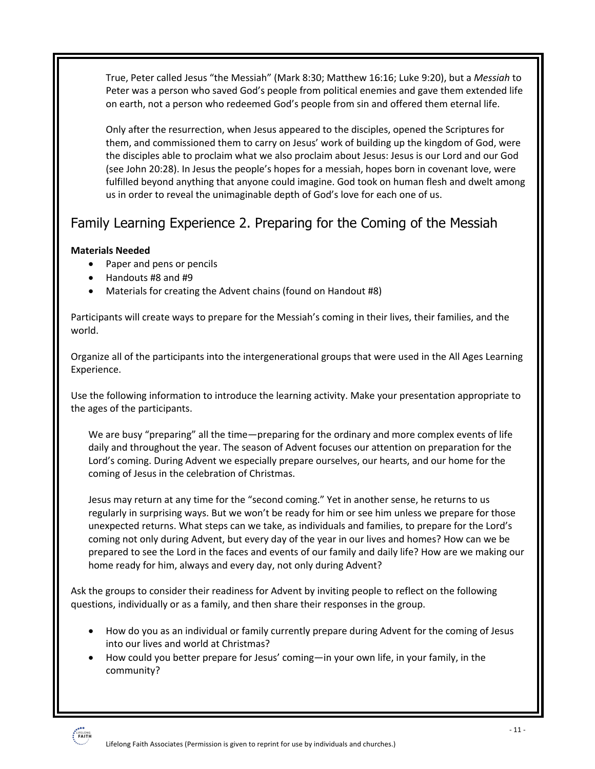True, Peter called Jesus "the Messiah" (Mark 8:30; Matthew 16:16; Luke 9:20), but a *Messiah* to Peter was a person who saved God's people from political enemies and gave them extended life on earth, not a person who redeemed God's people from sin and offered them eternal life.

Only after the resurrection, when Jesus appeared to the disciples, opened the Scriptures for them, and commissioned them to carry on Jesus' work of building up the kingdom of God, were the disciples able to proclaim what we also proclaim about Jesus: Jesus is our Lord and our God (see John 20:28). In Jesus the people's hopes for a messiah, hopes born in covenant love, were fulfilled beyond anything that anyone could imagine. God took on human flesh and dwelt among us in order to reveal the unimaginable depth of God's love for each one of us.

## Family Learning Experience 2. Preparing for the Coming of the Messiah

**Materials Needed**

- Paper and pens or pencils
- Handouts #8 and #9
- Materials for creating the Advent chains (found on Handout #8)

Participants will create ways to prepare for the Messiah's coming in their lives, their families, and the world.

Organize all of the participants into the intergenerational groups that were used in the All Ages Learning Experience.

Use the following information to introduce the learning activity. Make your presentation appropriate to the ages of the participants.

We are busy "preparing" all the time—preparing for the ordinary and more complex events of life daily and throughout the year. The season of Advent focuses our attention on preparation for the Lord's coming. During Advent we especially prepare ourselves, our hearts, and our home for the coming of Jesus in the celebration of Christmas.

Jesus may return at any time for the "second coming." Yet in another sense, he returns to us regularly in surprising ways. But we won't be ready for him or see him unless we prepare for those unexpected returns. What steps can we take, as individuals and families, to prepare for the Lord's coming not only during Advent, but every day of the year in our lives and homes? How can we be prepared to see the Lord in the faces and events of our family and daily life? How are we making our home ready for him, always and every day, not only during Advent?

Ask the groups to consider their readiness for Advent by inviting people to reflect on the following questions, individually or as a family, and then share their responses in the group.

- How do you as an individual or family currently prepare during Advent for the coming of Jesus into our lives and world at Christmas?
- How could you better prepare for Jesus' coming—in your own life, in your family, in the community?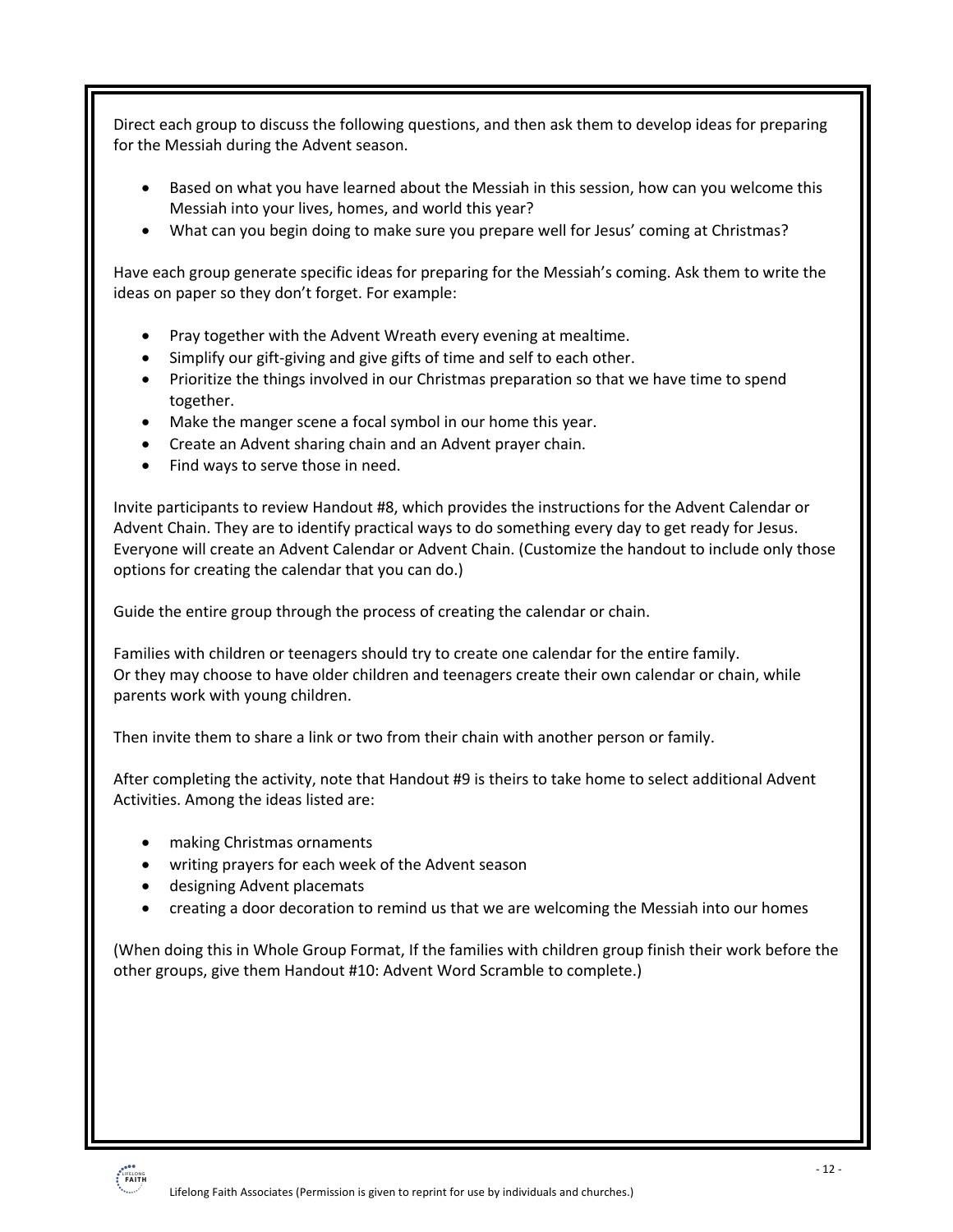Direct each group to discuss the following questions, and then ask them to develop ideas for preparing for the Messiah during the Advent season.

- Based on what you have learned about the Messiah in this session, how can you welcome this Messiah into your lives, homes, and world this year?
- What can you begin doing to make sure you prepare well for Jesus' coming at Christmas?

Have each group generate specific ideas for preparing for the Messiah's coming. Ask them to write the ideas on paper so they don't forget. For example:

- Pray together with the Advent Wreath every evening at mealtime.
- Simplify our gift-giving and give gifts of time and self to each other.
- Prioritize the things involved in our Christmas preparation so that we have time to spend together.
- Make the manger scene a focal symbol in our home this year.
- Create an Advent sharing chain and an Advent prayer chain.
- Find ways to serve those in need.

Invite participants to review Handout #8, which provides the instructions for the Advent Calendar or Advent Chain. They are to identify practical ways to do something every day to get ready for Jesus. Everyone will create an Advent Calendar or Advent Chain. (Customize the handout to include only those options for creating the calendar that you can do.)

Guide the entire group through the process of creating the calendar or chain.

Families with children or teenagers should try to create one calendar for the entire family. Or they may choose to have older children and teenagers create their own calendar or chain, while parents work with young children.

Then invite them to share a link or two from their chain with another person or family.

After completing the activity, note that Handout #9 is theirs to take home to select additional Advent Activities. Among the ideas listed are:

- making Christmas ornaments
- writing prayers for each week of the Advent season
- designing Advent placemats
- creating a door decoration to remind us that we are welcoming the Messiah into our homes

(When doing this in Whole Group Format, If the families with children group finish their work before the other groups, give them Handout #10: Advent Word Scramble to complete.)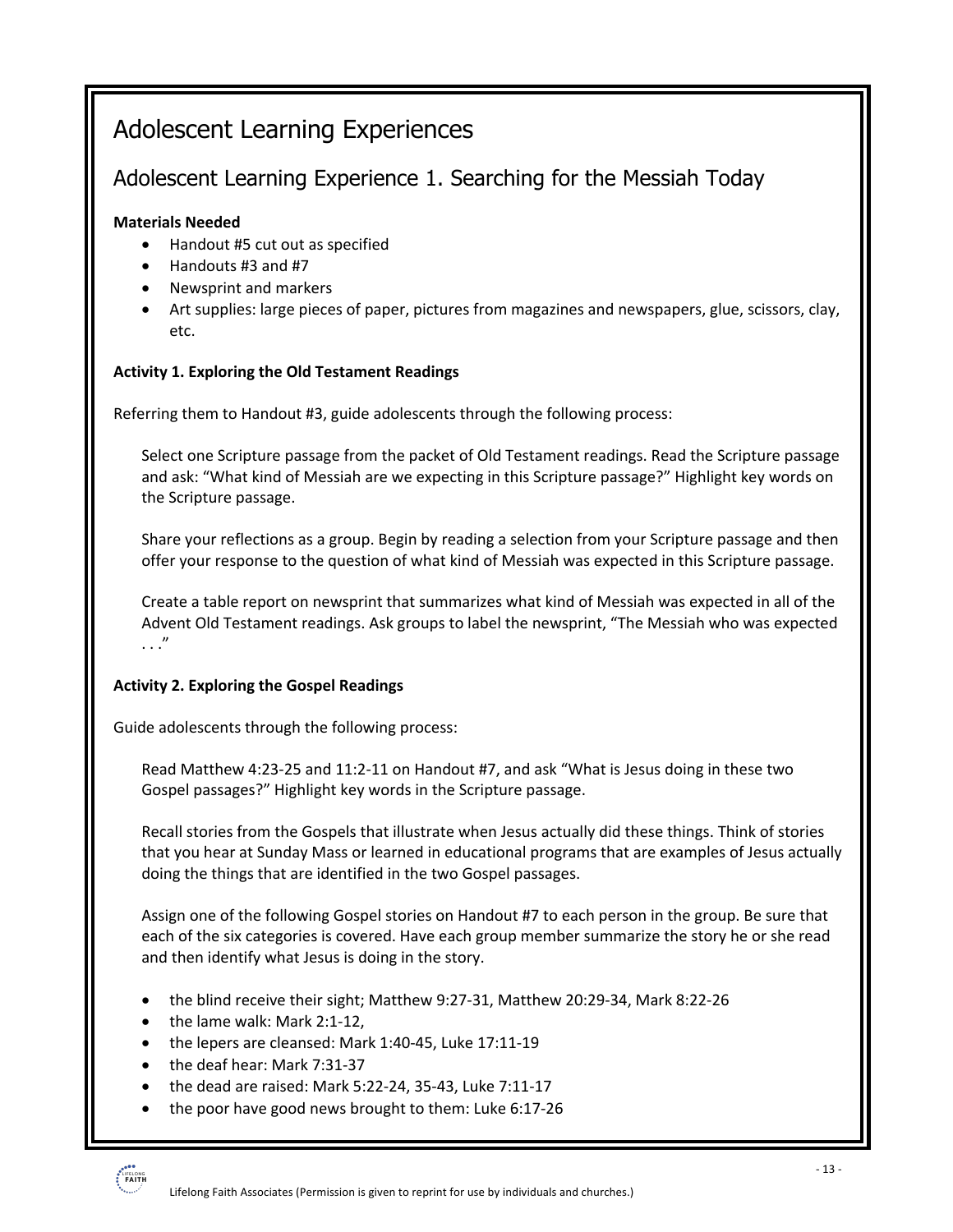# Adolescent Learning Experiences

## Adolescent Learning Experience 1. Searching for the Messiah Today

**Materials Needed**

- Handout #5 cut out as specified
- Handouts #3 and #7
- Newsprint and markers
- Art supplies: large pieces of paper, pictures from magazines and newspapers, glue, scissors, clay, etc.

**Activity 1. Exploring the Old Testament Readings**

Referring them to Handout #3, guide adolescents through the following process:

> Select one Scripture passage from the packet of Old Testament readings. Read the Scripture passage and ask: "What kind of Messiah are we expecting in this Scripture passage?" Highlight key words on the Scripture passage.
>
> Share your reflections as a group. Begin by reading a selection from your Scripture passage and then offer your response to the question of what kind of Messiah was expected in this Scripture passage.
>
> Create a table report on newsprint that summarizes what kind of Messiah was expected in all of the Advent Old Testament readings. Ask groups to label the newsprint, "The Messiah who was expected . . ."

**Activity 2. Exploring the Gospel Readings**

Guide adolescents through the following process:

> Read Matthew 4:23-25 and 11:2-11 on Handout #7, and ask "What is Jesus doing in these two Gospel passages?" Highlight key words in the Scripture passage.
>
> Recall stories from the Gospels that illustrate when Jesus actually did these things. Think of stories that you hear at Sunday Mass or learned in educational programs that are examples of Jesus actually doing the things that are identified in the two Gospel passages.
>
> Assign one of the following Gospel stories on Handout #7 to each person in the group. Be sure that each of the six categories is covered. Have each group member summarize the story he or she read and then identify what Jesus is doing in the story.

- the blind receive their sight; Matthew 9:27-31, Matthew 20:29-34, Mark 8:22-26
- the lame walk: Mark 2:1-12,
- the lepers are cleansed: Mark 1:40-45, Luke 17:11-19
- the deaf hear: Mark 7:31-37
- the dead are raised: Mark 5:22-24, 35-43, Luke 7:11-17
- the poor have good news brought to them: Luke 6:17-26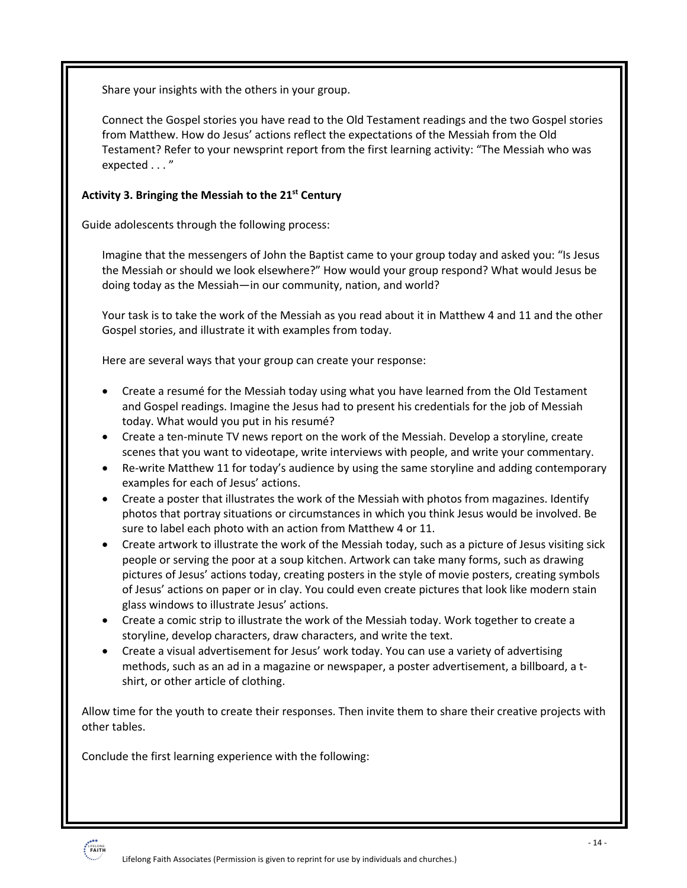Share your insights with the others in your group.

Connect the Gospel stories you have read to the Old Testament readings and the two Gospel stories from Matthew. How do Jesus' actions reflect the expectations of the Messiah from the Old Testament? Refer to your newsprint report from the first learning activity: "The Messiah who was expected . . . "

**Activity 3. Bringing the Messiah to the 21st Century**

Guide adolescents through the following process:

Imagine that the messengers of John the Baptist came to your group today and asked you: "Is Jesus the Messiah or should we look elsewhere?" How would your group respond? What would Jesus be doing today as the Messiah—in our community, nation, and world?

Your task is to take the work of the Messiah as you read about it in Matthew 4 and 11 and the other Gospel stories, and illustrate it with examples from today.

Here are several ways that your group can create your response:

- Create a resumé for the Messiah today using what you have learned from the Old Testament and Gospel readings. Imagine the Jesus had to present his credentials for the job of Messiah today. What would you put in his resumé?
- Create a ten-minute TV news report on the work of the Messiah. Develop a storyline, create scenes that you want to videotape, write interviews with people, and write your commentary.
- Re-write Matthew 11 for today's audience by using the same storyline and adding contemporary examples for each of Jesus' actions.
- Create a poster that illustrates the work of the Messiah with photos from magazines. Identify photos that portray situations or circumstances in which you think Jesus would be involved. Be sure to label each photo with an action from Matthew 4 or 11.
- Create artwork to illustrate the work of the Messiah today, such as a picture of Jesus visiting sick people or serving the poor at a soup kitchen. Artwork can take many forms, such as drawing pictures of Jesus' actions today, creating posters in the style of movie posters, creating symbols of Jesus' actions on paper or in clay. You could even create pictures that look like modern stain glass windows to illustrate Jesus' actions.
- Create a comic strip to illustrate the work of the Messiah today. Work together to create a storyline, develop characters, draw characters, and write the text.
- Create a visual advertisement for Jesus' work today. You can use a variety of advertising methods, such as an ad in a magazine or newspaper, a poster advertisement, a billboard, a t-shirt, or other article of clothing.

Allow time for the youth to create their responses. Then invite them to share their creative projects with other tables.

Conclude the first learning experience with the following: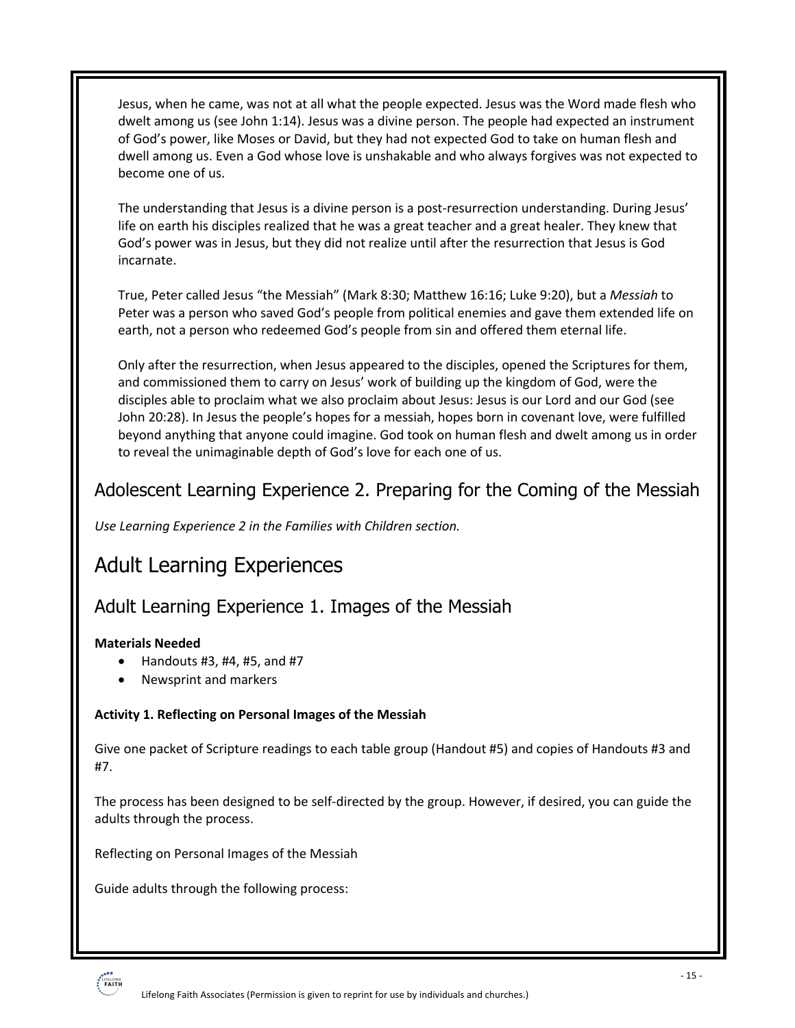Jesus, when he came, was not at all what the people expected. Jesus was the Word made flesh who dwelt among us (see John 1:14). Jesus was a divine person. The people had expected an instrument of God's power, like Moses or David, but they had not expected God to take on human flesh and dwell among us. Even a God whose love is unshakable and who always forgives was not expected to become one of us.

The understanding that Jesus is a divine person is a post-resurrection understanding. During Jesus' life on earth his disciples realized that he was a great teacher and a great healer. They knew that God's power was in Jesus, but they did not realize until after the resurrection that Jesus is God incarnate.

True, Peter called Jesus "the Messiah" (Mark 8:30; Matthew 16:16; Luke 9:20), but a *Messiah* to Peter was a person who saved God's people from political enemies and gave them extended life on earth, not a person who redeemed God's people from sin and offered them eternal life.

Only after the resurrection, when Jesus appeared to the disciples, opened the Scriptures for them, and commissioned them to carry on Jesus' work of building up the kingdom of God, were the disciples able to proclaim what we also proclaim about Jesus: Jesus is our Lord and our God (see John 20:28). In Jesus the people's hopes for a messiah, hopes born in covenant love, were fulfilled beyond anything that anyone could imagine. God took on human flesh and dwelt among us in order to reveal the unimaginable depth of God's love for each one of us.

## Adolescent Learning Experience 2. Preparing for the Coming of the Messiah

*Use Learning Experience 2 in the Families with Children section.*

# Adult Learning Experiences

## Adult Learning Experience 1. Images of the Messiah

**Materials Needed**

- Handouts #3, #4, #5, and #7
- Newsprint and markers

**Activity 1. Reflecting on Personal Images of the Messiah**

Give one packet of Scripture readings to each table group (Handout #5) and copies of Handouts #3 and #7.

The process has been designed to be self-directed by the group. However, if desired, you can guide the adults through the process.

Reflecting on Personal Images of the Messiah

Guide adults through the following process: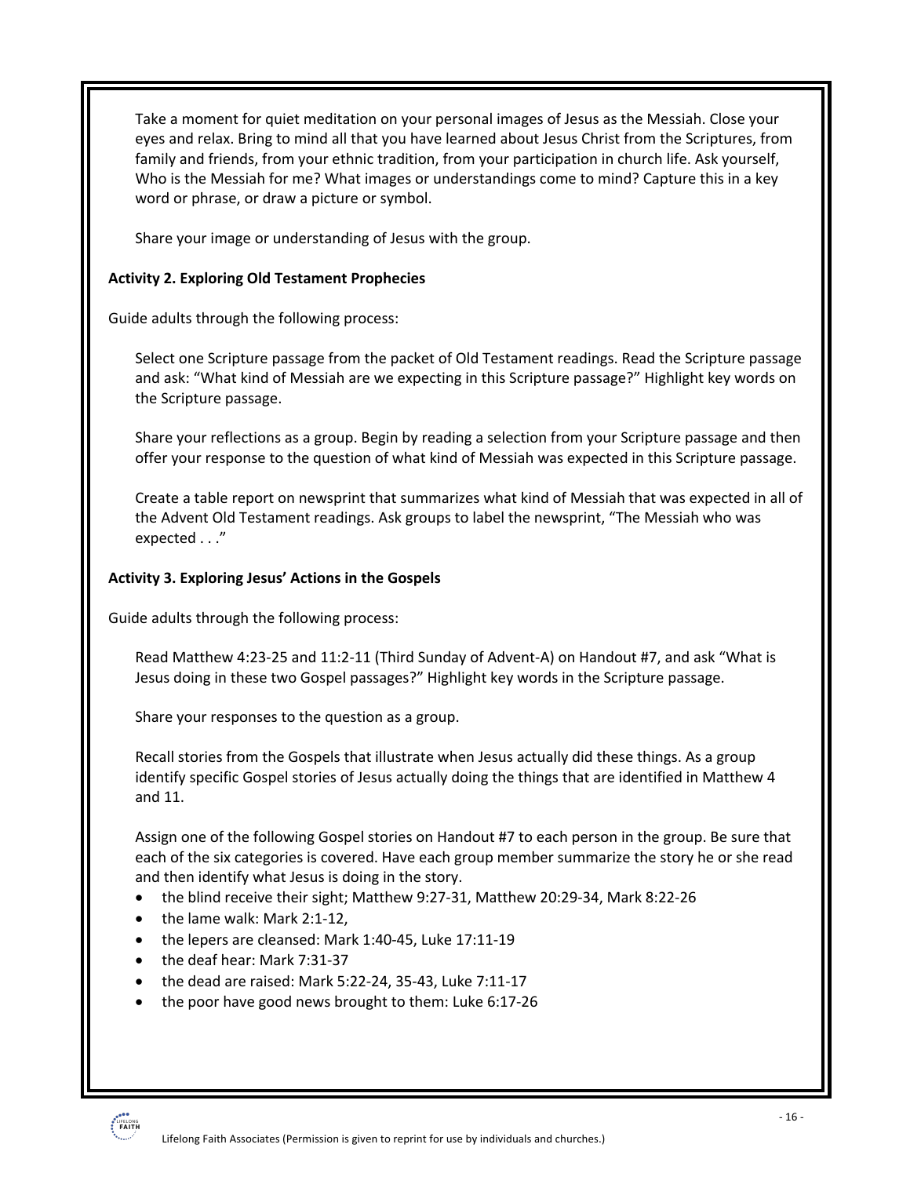Take a moment for quiet meditation on your personal images of Jesus as the Messiah. Close your eyes and relax. Bring to mind all that you have learned about Jesus Christ from the Scriptures, from family and friends, from your ethnic tradition, from your participation in church life. Ask yourself, Who is the Messiah for me? What images or understandings come to mind? Capture this in a key word or phrase, or draw a picture or symbol.

Share your image or understanding of Jesus with the group.

**Activity 2. Exploring Old Testament Prophecies**

Guide adults through the following process:

Select one Scripture passage from the packet of Old Testament readings. Read the Scripture passage and ask: "What kind of Messiah are we expecting in this Scripture passage?" Highlight key words on the Scripture passage.

Share your reflections as a group. Begin by reading a selection from your Scripture passage and then offer your response to the question of what kind of Messiah was expected in this Scripture passage.

Create a table report on newsprint that summarizes what kind of Messiah that was expected in all of the Advent Old Testament readings. Ask groups to label the newsprint, "The Messiah who was expected . . ."

**Activity 3. Exploring Jesus' Actions in the Gospels**

Guide adults through the following process:

Read Matthew 4:23-25 and 11:2-11 (Third Sunday of Advent-A) on Handout #7, and ask "What is Jesus doing in these two Gospel passages?" Highlight key words in the Scripture passage.

Share your responses to the question as a group.

Recall stories from the Gospels that illustrate when Jesus actually did these things. As a group identify specific Gospel stories of Jesus actually doing the things that are identified in Matthew 4 and 11.

Assign one of the following Gospel stories on Handout #7 to each person in the group. Be sure that each of the six categories is covered. Have each group member summarize the story he or she read and then identify what Jesus is doing in the story.

- the blind receive their sight; Matthew 9:27-31, Matthew 20:29-34, Mark 8:22-26
- the lame walk: Mark 2:1-12,
- the lepers are cleansed: Mark 1:40-45, Luke 17:11-19
- the deaf hear: Mark 7:31-37
- the dead are raised: Mark 5:22-24, 35-43, Luke 7:11-17
- the poor have good news brought to them: Luke 6:17-26

Lifelong Faith Associates (Permission is given to reprint for use by individuals and churches.)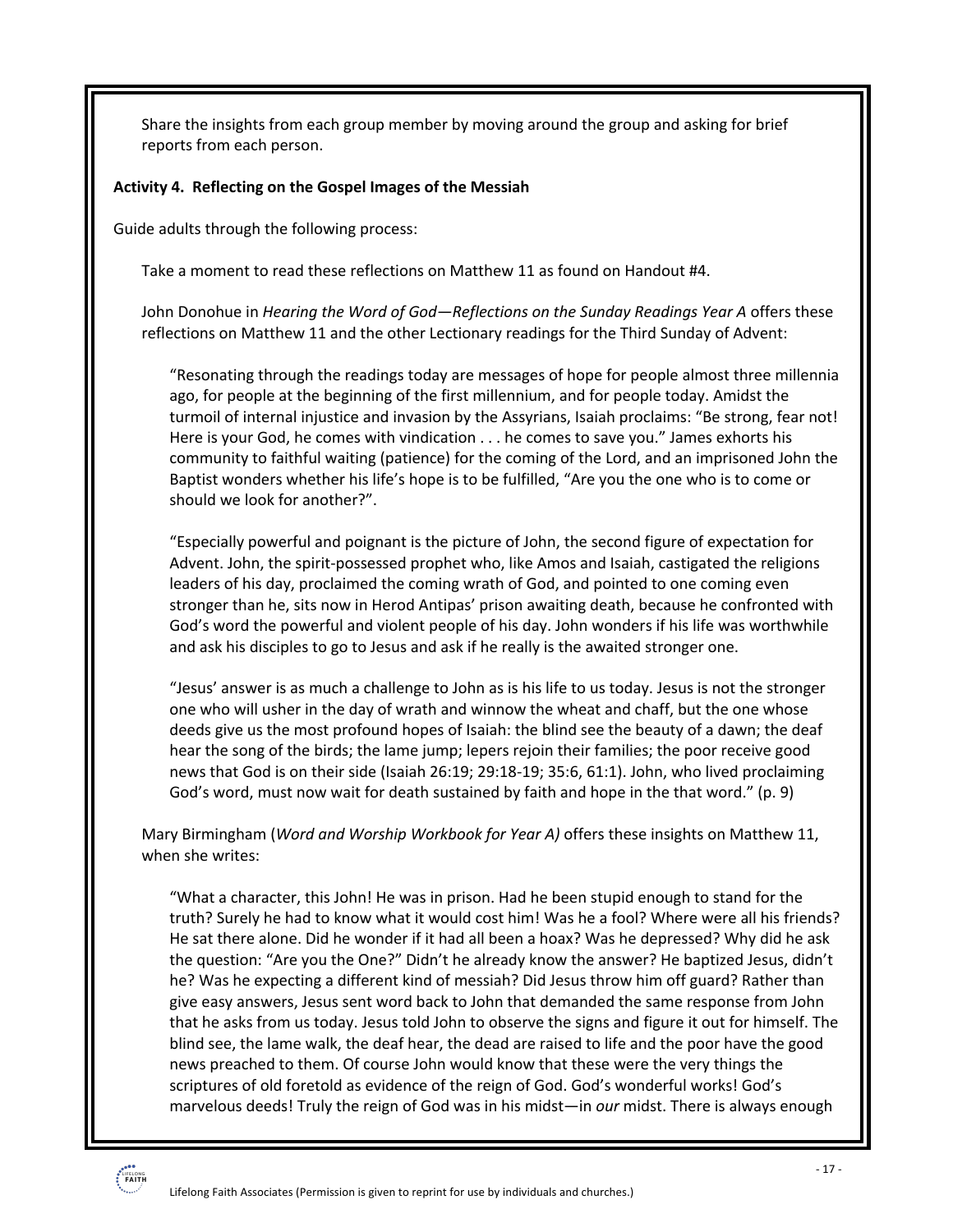Share the insights from each group member by moving around the group and asking for brief reports from each person.

**Activity 4. Reflecting on the Gospel Images of the Messiah**

Guide adults through the following process:

Take a moment to read these reflections on Matthew 11 as found on Handout #4.

John Donohue in *Hearing the Word of God—Reflections on the Sunday Readings Year A* offers these reflections on Matthew 11 and the other Lectionary readings for the Third Sunday of Advent:

> "Resonating through the readings today are messages of hope for people almost three millennia ago, for people at the beginning of the first millennium, and for people today. Amidst the turmoil of internal injustice and invasion by the Assyrians, Isaiah proclaims: "Be strong, fear not! Here is your God, he comes with vindication . . . he comes to save you." James exhorts his community to faithful waiting (patience) for the coming of the Lord, and an imprisoned John the Baptist wonders whether his life's hope is to be fulfilled, "Are you the one who is to come or should we look for another?".
>
> "Especially powerful and poignant is the picture of John, the second figure of expectation for Advent. John, the spirit-possessed prophet who, like Amos and Isaiah, castigated the religions leaders of his day, proclaimed the coming wrath of God, and pointed to one coming even stronger than he, sits now in Herod Antipas' prison awaiting death, because he confronted with God's word the powerful and violent people of his day. John wonders if his life was worthwhile and ask his disciples to go to Jesus and ask if he really is the awaited stronger one.
>
> "Jesus' answer is as much a challenge to John as is his life to us today. Jesus is not the stronger one who will usher in the day of wrath and winnow the wheat and chaff, but the one whose deeds give us the most profound hopes of Isaiah: the blind see the beauty of a dawn; the deaf hear the song of the birds; the lame jump; lepers rejoin their families; the poor receive good news that God is on their side (Isaiah 26:19; 29:18-19; 35:6, 61:1). John, who lived proclaiming God's word, must now wait for death sustained by faith and hope in the that word." (p. 9)

Mary Birmingham (*Word and Worship Workbook for Year A)* offers these insights on Matthew 11, when she writes:

> "What a character, this John! He was in prison. Had he been stupid enough to stand for the truth? Surely he had to know what it would cost him! Was he a fool? Where were all his friends? He sat there alone. Did he wonder if it had all been a hoax? Was he depressed? Why did he ask the question: "Are you the One?" Didn't he already know the answer? He baptized Jesus, didn't he? Was he expecting a different kind of messiah? Did Jesus throw him off guard? Rather than give easy answers, Jesus sent word back to John that demanded the same response from John that he asks from us today. Jesus told John to observe the signs and figure it out for himself. The blind see, the lame walk, the deaf hear, the dead are raised to life and the poor have the good news preached to them. Of course John would know that these were the very things the scriptures of old foretold as evidence of the reign of God. God's wonderful works! God's marvelous deeds! Truly the reign of God was in his midst—in *our* midst. There is always enough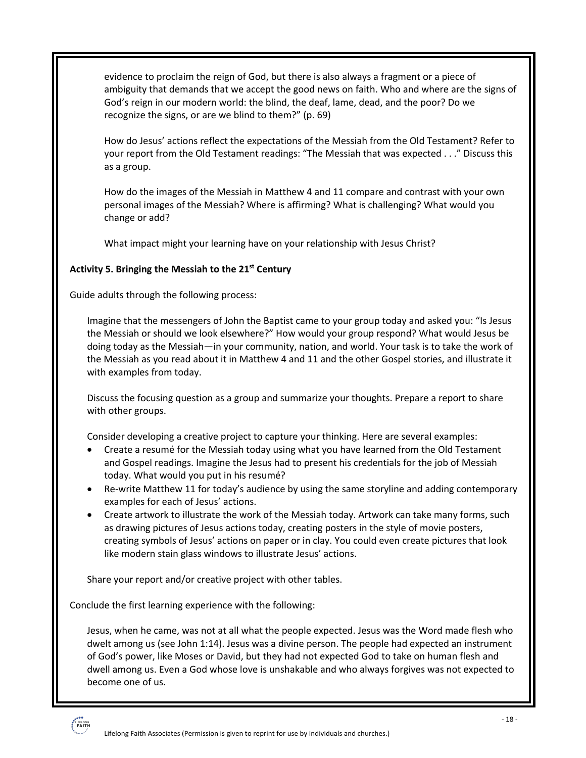evidence to proclaim the reign of God, but there is also always a fragment or a piece of ambiguity that demands that we accept the good news on faith. Who and where are the signs of God's reign in our modern world: the blind, the deaf, lame, dead, and the poor? Do we recognize the signs, or are we blind to them?" (p. 69)

How do Jesus' actions reflect the expectations of the Messiah from the Old Testament? Refer to your report from the Old Testament readings: "The Messiah that was expected . . ." Discuss this as a group.

How do the images of the Messiah in Matthew 4 and 11 compare and contrast with your own personal images of the Messiah? Where is affirming? What is challenging? What would you change or add?

What impact might your learning have on your relationship with Jesus Christ?

**Activity 5. Bringing the Messiah to the 21st Century**

Guide adults through the following process:

Imagine that the messengers of John the Baptist came to your group today and asked you: "Is Jesus the Messiah or should we look elsewhere?" How would your group respond? What would Jesus be doing today as the Messiah—in your community, nation, and world. Your task is to take the work of the Messiah as you read about it in Matthew 4 and 11 and the other Gospel stories, and illustrate it with examples from today.

Discuss the focusing question as a group and summarize your thoughts. Prepare a report to share with other groups.

Consider developing a creative project to capture your thinking. Here are several examples:

- Create a resumé for the Messiah today using what you have learned from the Old Testament and Gospel readings. Imagine the Jesus had to present his credentials for the job of Messiah today. What would you put in his resumé?
- Re-write Matthew 11 for today's audience by using the same storyline and adding contemporary examples for each of Jesus' actions.
- Create artwork to illustrate the work of the Messiah today. Artwork can take many forms, such as drawing pictures of Jesus actions today, creating posters in the style of movie posters, creating symbols of Jesus' actions on paper or in clay. You could even create pictures that look like modern stain glass windows to illustrate Jesus' actions.

Share your report and/or creative project with other tables.

Conclude the first learning experience with the following:

Jesus, when he came, was not at all what the people expected. Jesus was the Word made flesh who dwelt among us (see John 1:14). Jesus was a divine person. The people had expected an instrument of God's power, like Moses or David, but they had not expected God to take on human flesh and dwell among us. Even a God whose love is unshakable and who always forgives was not expected to become one of us.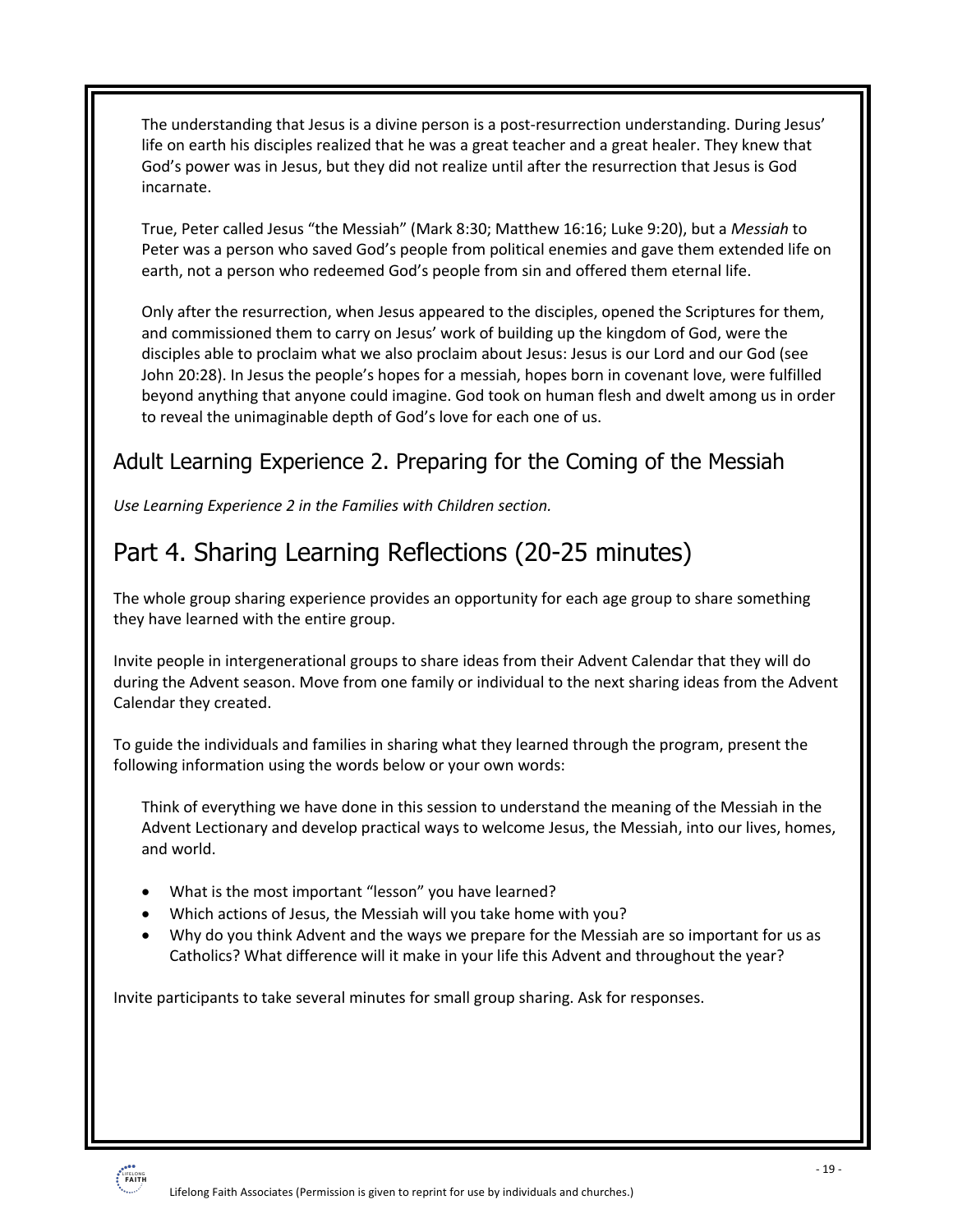The understanding that Jesus is a divine person is a post-resurrection understanding. During Jesus' life on earth his disciples realized that he was a great teacher and a great healer. They knew that God's power was in Jesus, but they did not realize until after the resurrection that Jesus is God incarnate.

True, Peter called Jesus "the Messiah" (Mark 8:30; Matthew 16:16; Luke 9:20), but a *Messiah* to Peter was a person who saved God's people from political enemies and gave them extended life on earth, not a person who redeemed God's people from sin and offered them eternal life.

Only after the resurrection, when Jesus appeared to the disciples, opened the Scriptures for them, and commissioned them to carry on Jesus' work of building up the kingdom of God, were the disciples able to proclaim what we also proclaim about Jesus: Jesus is our Lord and our God (see John 20:28). In Jesus the people's hopes for a messiah, hopes born in covenant love, were fulfilled beyond anything that anyone could imagine. God took on human flesh and dwelt among us in order to reveal the unimaginable depth of God's love for each one of us.

## Adult Learning Experience 2. Preparing for the Coming of the Messiah

*Use Learning Experience 2 in the Families with Children section.*

# Part 4. Sharing Learning Reflections (20-25 minutes)

The whole group sharing experience provides an opportunity for each age group to share something they have learned with the entire group.

Invite people in intergenerational groups to share ideas from their Advent Calendar that they will do during the Advent season. Move from one family or individual to the next sharing ideas from the Advent Calendar they created.

To guide the individuals and families in sharing what they learned through the program, present the following information using the words below or your own words:

Think of everything we have done in this session to understand the meaning of the Messiah in the Advent Lectionary and develop practical ways to welcome Jesus, the Messiah, into our lives, homes, and world.

- What is the most important "lesson" you have learned?
- Which actions of Jesus, the Messiah will you take home with you?
- Why do you think Advent and the ways we prepare for the Messiah are so important for us as Catholics? What difference will it make in your life this Advent and throughout the year?

Invite participants to take several minutes for small group sharing. Ask for responses.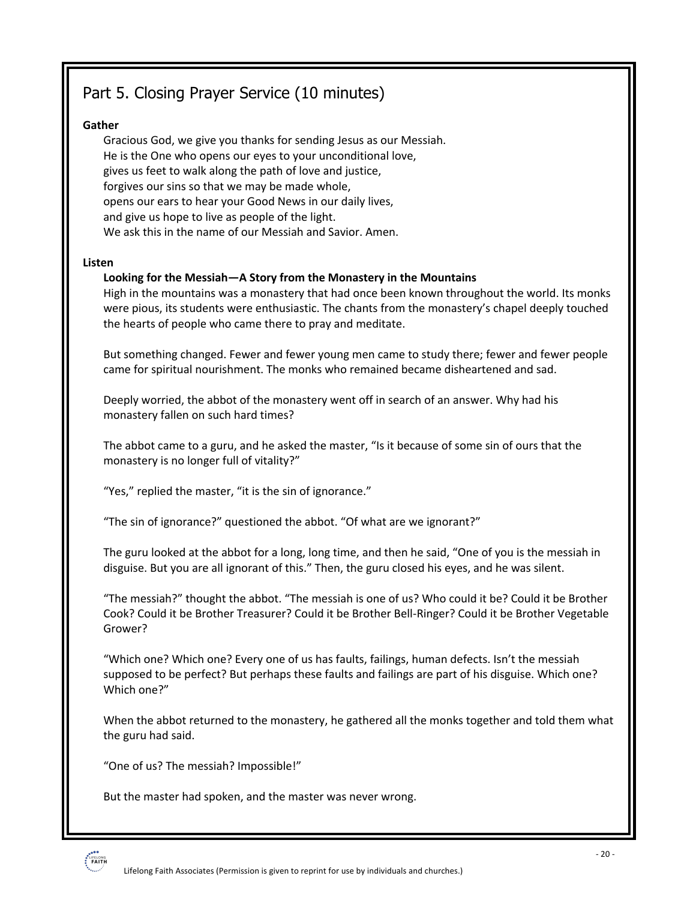## Part 5. Closing Prayer Service (10 minutes)

**Gather**

Gracious God, we give you thanks for sending Jesus as our Messiah.
He is the One who opens our eyes to your unconditional love,
gives us feet to walk along the path of love and justice,
forgives our sins so that we may be made whole,
opens our ears to hear your Good News in our daily lives,
and give us hope to live as people of the light.
We ask this in the name of our Messiah and Savior. Amen.

**Listen**

**Looking for the Messiah—A Story from the Monastery in the Mountains**

High in the mountains was a monastery that had once been known throughout the world. Its monks were pious, its students were enthusiastic. The chants from the monastery's chapel deeply touched the hearts of people who came there to pray and meditate.

But something changed. Fewer and fewer young men came to study there; fewer and fewer people came for spiritual nourishment. The monks who remained became disheartened and sad.

Deeply worried, the abbot of the monastery went off in search of an answer. Why had his monastery fallen on such hard times?

The abbot came to a guru, and he asked the master, "Is it because of some sin of ours that the monastery is no longer full of vitality?"

"Yes," replied the master, "it is the sin of ignorance."

"The sin of ignorance?" questioned the abbot. "Of what are we ignorant?"

The guru looked at the abbot for a long, long time, and then he said, "One of you is the messiah in disguise. But you are all ignorant of this." Then, the guru closed his eyes, and he was silent.

"The messiah?" thought the abbot. "The messiah is one of us? Who could it be? Could it be Brother Cook? Could it be Brother Treasurer? Could it be Brother Bell-Ringer? Could it be Brother Vegetable Grower?

"Which one? Which one? Every one of us has faults, failings, human defects. Isn't the messiah supposed to be perfect? But perhaps these faults and failings are part of his disguise. Which one? Which one?"

When the abbot returned to the monastery, he gathered all the monks together and told them what the guru had said.

"One of us? The messiah? Impossible!"

But the master had spoken, and the master was never wrong.

Lifelong Faith Associates (Permission is given to reprint for use by individuals and churches.)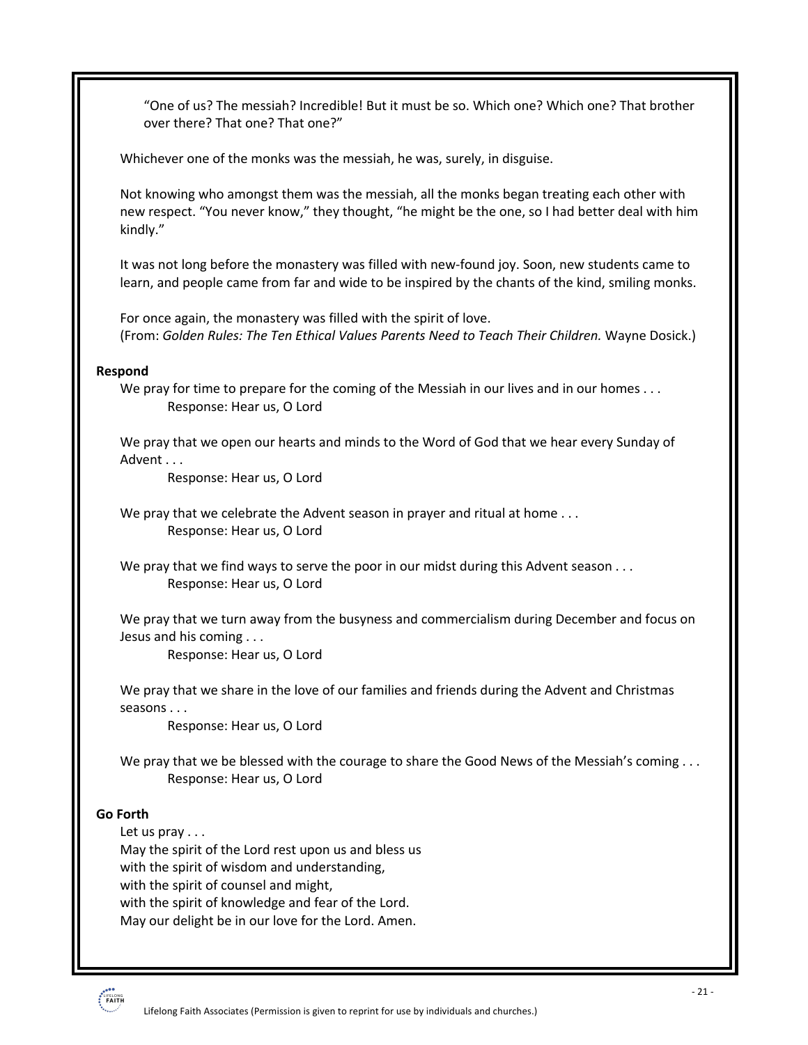"One of us? The messiah? Incredible! But it must be so. Which one? Which one? That brother over there? That one? That one?"

Whichever one of the monks was the messiah, he was, surely, in disguise.

Not knowing who amongst them was the messiah, all the monks began treating each other with new respect. "You never know," they thought, "he might be the one, so I had better deal with him kindly."

It was not long before the monastery was filled with new-found joy. Soon, new students came to learn, and people came from far and wide to be inspired by the chants of the kind, smiling monks.

For once again, the monastery was filled with the spirit of love.
(From: *Golden Rules: The Ten Ethical Values Parents Need to Teach Their Children.* Wayne Dosick.)

**Respond**

We pray for time to prepare for the coming of the Messiah in our lives and in our homes . . .
Response: Hear us, O Lord

We pray that we open our hearts and minds to the Word of God that we hear every Sunday of Advent . . .
Response: Hear us, O Lord

We pray that we celebrate the Advent season in prayer and ritual at home . . .
Response: Hear us, O Lord

We pray that we find ways to serve the poor in our midst during this Advent season . . .
Response: Hear us, O Lord

We pray that we turn away from the busyness and commercialism during December and focus on Jesus and his coming . . .
Response: Hear us, O Lord

We pray that we share in the love of our families and friends during the Advent and Christmas seasons . . .
Response: Hear us, O Lord

We pray that we be blessed with the courage to share the Good News of the Messiah's coming . . .
Response: Hear us, O Lord

**Go Forth**

Let us pray . . .
May the spirit of the Lord rest upon us and bless us
with the spirit of wisdom and understanding,
with the spirit of counsel and might,
with the spirit of knowledge and fear of the Lord.
May our delight be in our love for the Lord. Amen.

Lifelong Faith Associates (Permission is given to reprint for use by individuals and churches.)